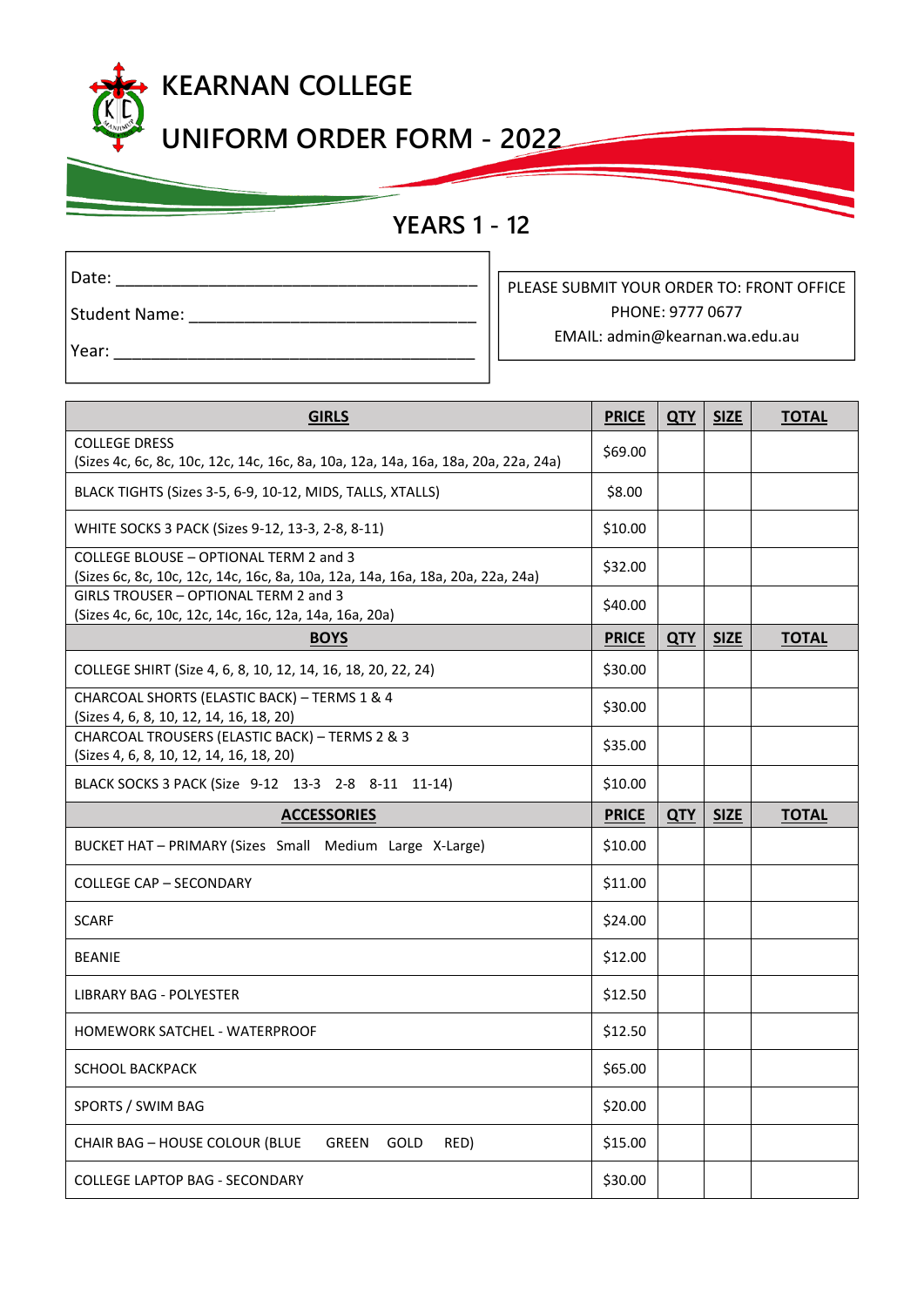# KEARNAN COLLEGE

# UNIFORM ORDER FORM - 2022

## YEARS 1 - 12

Date: ________________________________________

Student Name: ______________________________

Year: ________________________________________

PLEASE SUBMIT YOUR ORDER TO: FRONT OFFICE
PHONE: 9777 0677
EMAIL: admin@kearnan.wa.edu.au

| GIRLS | PRICE | QTY | SIZE | TOTAL |
|---|---|---|---|---|
| COLLEGE DRESS (Sizes 4c, 6c, 8c, 10c, 12c, 14c, 16c, 8a, 10a, 12a, 14a, 16a, 18a, 20a, 22a, 24a) | $69.00 | | | |
| BLACK TIGHTS (Sizes 3-5, 6-9, 10-12, MIDS, TALLS, XTALLS) | $8.00 | | | |
| WHITE SOCKS 3 PACK (Sizes 9-12, 13-3, 2-8, 8-11) | $10.00 | | | |
| COLLEGE BLOUSE – OPTIONAL TERM 2 and 3 (Sizes 6c, 8c, 10c, 12c, 14c, 16c, 8a, 10a, 12a, 14a, 16a, 18a, 20a, 22a, 24a) | $32.00 | | | |
| GIRLS TROUSER – OPTIONAL TERM 2 and 3 (Sizes 4c, 6c, 10c, 12c, 14c, 16c, 12a, 14a, 16a, 20a) | $40.00 | | | |
| **BOYS** | **PRICE** | **QTY** | **SIZE** | **TOTAL** |
| COLLEGE SHIRT (Size 4, 6, 8, 10, 12, 14, 16, 18, 20, 22, 24) | $30.00 | | | |
| CHARCOAL SHORTS (ELASTIC BACK) – TERMS 1 & 4 (Sizes 4, 6, 8, 10, 12, 14, 16, 18, 20) | $30.00 | | | |
| CHARCOAL TROUSERS (ELASTIC BACK) – TERMS 2 & 3 (Sizes 4, 6, 8, 10, 12, 14, 16, 18, 20) | $35.00 | | | |
| BLACK SOCKS 3 PACK (Size 9-12 13-3 2-8 8-11 11-14) | $10.00 | | | |
| **ACCESSORIES** | **PRICE** | **QTY** | **SIZE** | **TOTAL** |
| BUCKET HAT – PRIMARY (Sizes Small Medium Large X-Large) | $10.00 | | | |
| COLLEGE CAP – SECONDARY | $11.00 | | | |
| SCARF | $24.00 | | | |
| BEANIE | $12.00 | | | |
| LIBRARY BAG - POLYESTER | $12.50 | | | |
| HOMEWORK SATCHEL - WATERPROOF | $12.50 | | | |
| SCHOOL BACKPACK | $65.00 | | | |
| SPORTS / SWIM BAG | $20.00 | | | |
| CHAIR BAG – HOUSE COLOUR (BLUE GREEN GOLD RED) | $15.00 | | | |
| COLLEGE LAPTOP BAG - SECONDARY | $30.00 | | | |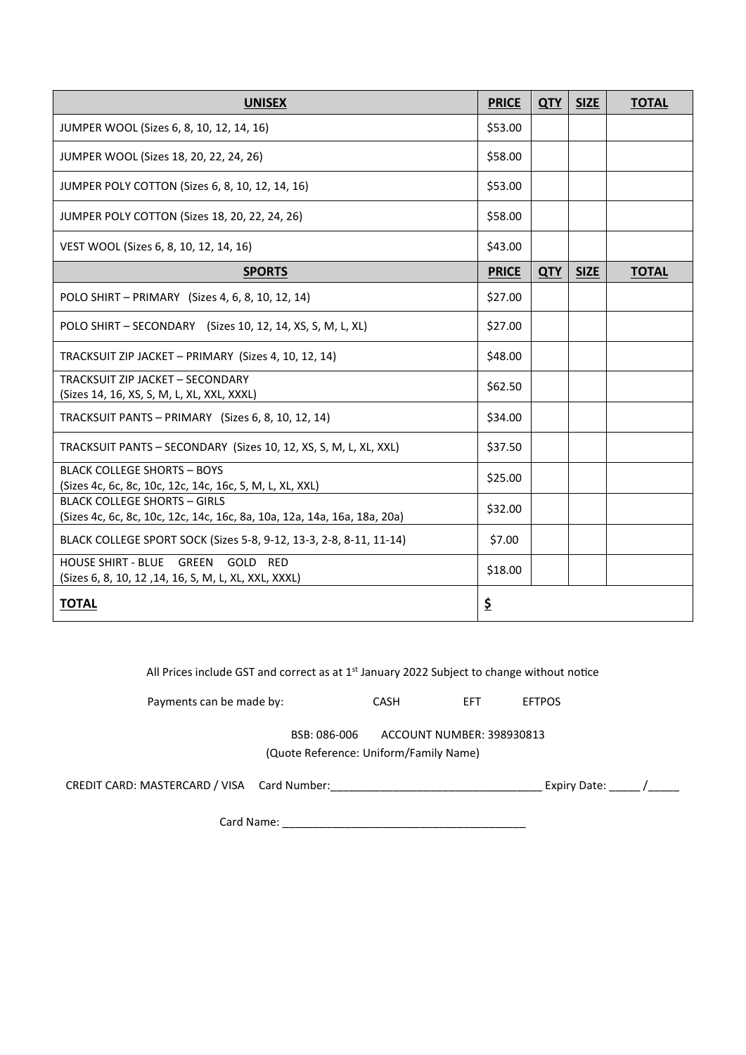| **UNISEX** | **PRICE** | **QTY** | **SIZE** | **TOTAL** |
|---|---|---|---|---|
| JUMPER WOOL (Sizes 6, 8, 10, 12, 14, 16) | $53.00 | | | |
| JUMPER WOOL (Sizes 18, 20, 22, 24, 26) | $58.00 | | | |
| JUMPER POLY COTTON (Sizes 6, 8, 10, 12, 14, 16) | $53.00 | | | |
| JUMPER POLY COTTON (Sizes 18, 20, 22, 24, 26) | $58.00 | | | |
| VEST WOOL (Sizes 6, 8, 10, 12, 14, 16) | $43.00 | | | |
| **SPORTS** | **PRICE** | **QTY** | **SIZE** | **TOTAL** |
| POLO SHIRT – PRIMARY (Sizes 4, 6, 8, 10, 12, 14) | $27.00 | | | |
| POLO SHIRT – SECONDARY (Sizes 10, 12, 14, XS, S, M, L, XL) | $27.00 | | | |
| TRACKSUIT ZIP JACKET – PRIMARY (Sizes 4, 10, 12, 14) | $48.00 | | | |
| TRACKSUIT ZIP JACKET – SECONDARY (Sizes 14, 16, XS, S, M, L, XL, XXL, XXXL) | $62.50 | | | |
| TRACKSUIT PANTS – PRIMARY (Sizes 6, 8, 10, 12, 14) | $34.00 | | | |
| TRACKSUIT PANTS – SECONDARY (Sizes 10, 12, XS, S, M, L, XL, XXL) | $37.50 | | | |
| BLACK COLLEGE SHORTS – BOYS (Sizes 4c, 6c, 8c, 10c, 12c, 14c, 16c, S, M, L, XL, XXL) | $25.00 | | | |
| BLACK COLLEGE SHORTS – GIRLS (Sizes 4c, 6c, 8c, 10c, 12c, 14c, 16c, 8a, 10a, 12a, 14a, 16a, 18a, 20a) | $32.00 | | | |
| BLACK COLLEGE SPORT SOCK (Sizes 5-8, 9-12, 13-3, 2-8, 8-11, 11-14) | $7.00 | | | |
| HOUSE SHIRT - BLUE GREEN GOLD RED (Sizes 6, 8, 10, 12 ,14, 16, S, M, L, XL, XXL, XXXL) | $18.00 | | | |
| **TOTAL** | **$** | | | |

All Prices include GST and correct as at 1st January 2022 Subject to change without notice

Payments can be made by: CASH EFT EFTPOS

BSB: 086-006 ACCOUNT NUMBER: 398930813
(Quote Reference: Uniform/Family Name)

CREDIT CARD: MASTERCARD / VISA Card Number:_________________________________ Expiry Date: _____ /_____

Card Name: _______________________________________